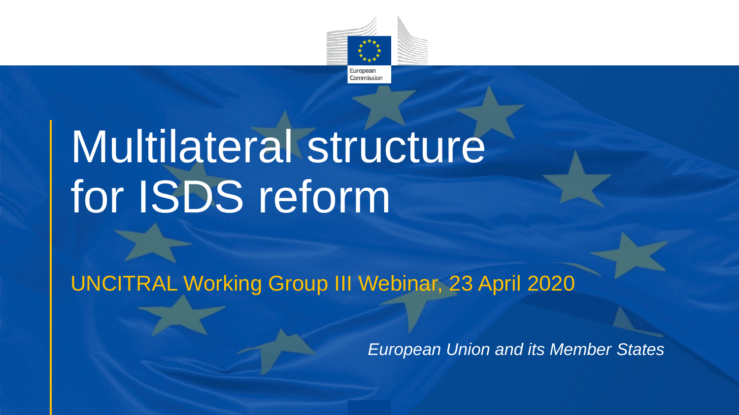European Commission

# Multilateral structure for ISDS reform

UNCITRAL Working Group III Webinar, 23 April 2020

*European Union and its Member States*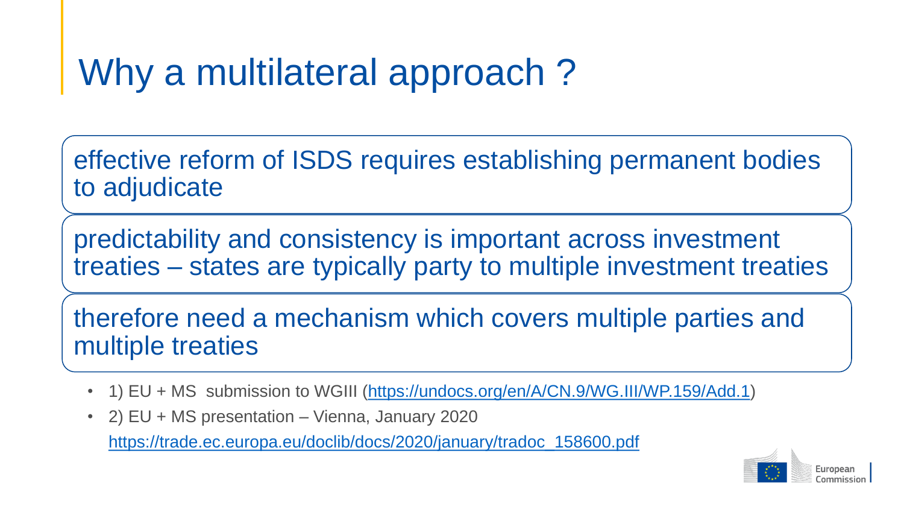# Why a multilateral approach ?

effective reform of ISDS requires establishing permanent bodies to adjudicate

predictability and consistency is important across investment treaties – states are typically party to multiple investment treaties

therefore need a mechanism which covers multiple parties and multiple treaties

- 1) EU + MS submission to WGIII (https://undocs.org/en/A/CN.9/WG.III/WP.159/Add.1)
- 2) EU + MS presentation – Vienna, January 2020
  https://trade.ec.europa.eu/doclib/docs/2020/january/tradoc_158600.pdf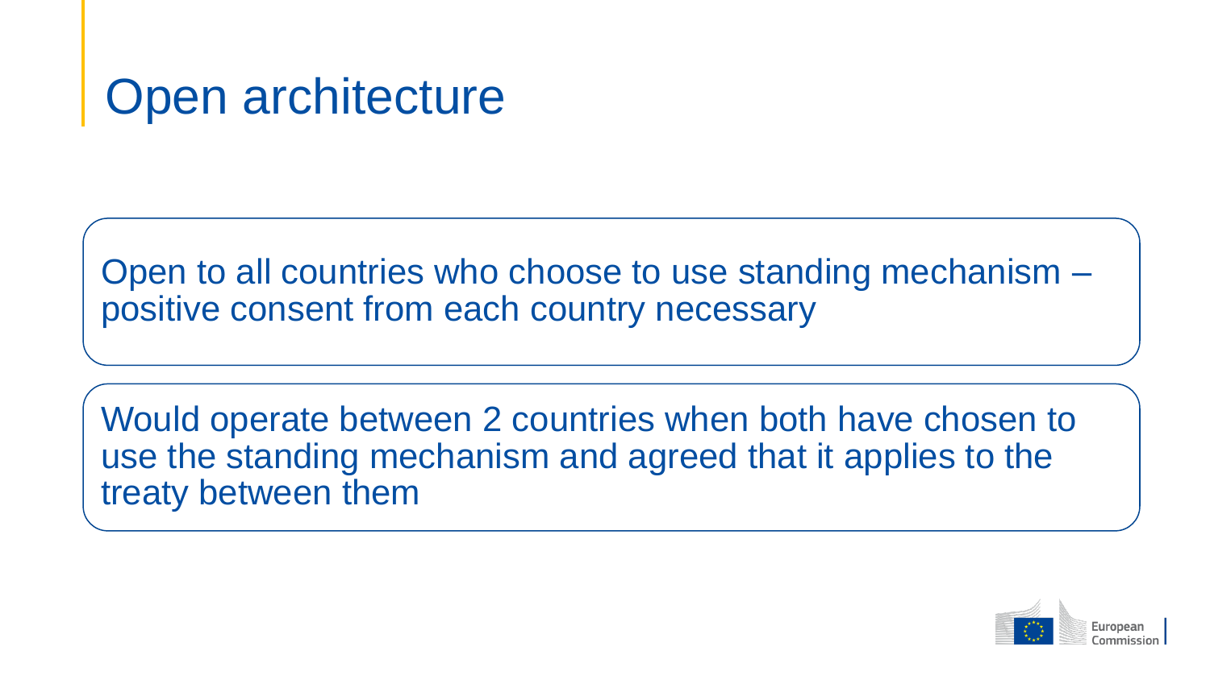# Open architecture

Open to all countries who choose to use standing mechanism – positive consent from each country necessary

Would operate between 2 countries when both have chosen to use the standing mechanism and agreed that it applies to the treaty between them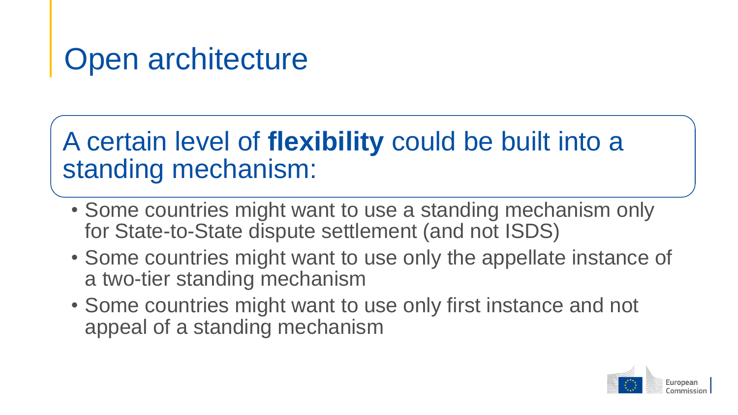# Open architecture

A certain level of **flexibility** could be built into a standing mechanism:

- Some countries might want to use a standing mechanism only for State-to-State dispute settlement (and not ISDS)
- Some countries might want to use only the appellate instance of a two-tier standing mechanism
- Some countries might want to use only first instance and not appeal of a standing mechanism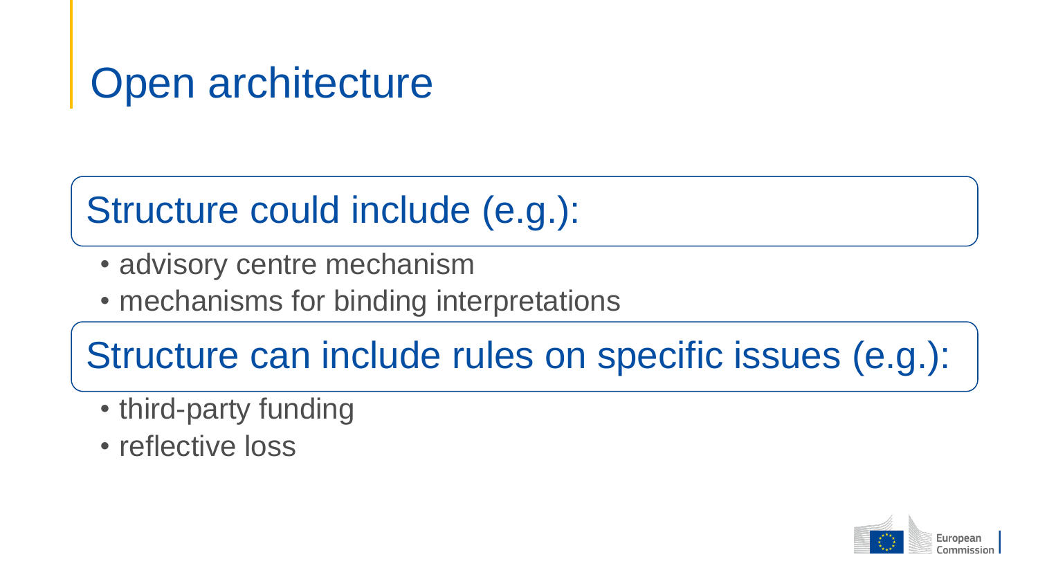# Open architecture

## Structure could include (e.g.):

- advisory centre mechanism
- mechanisms for binding interpretations

## Structure can include rules on specific issues (e.g.):

- third-party funding
- reflective loss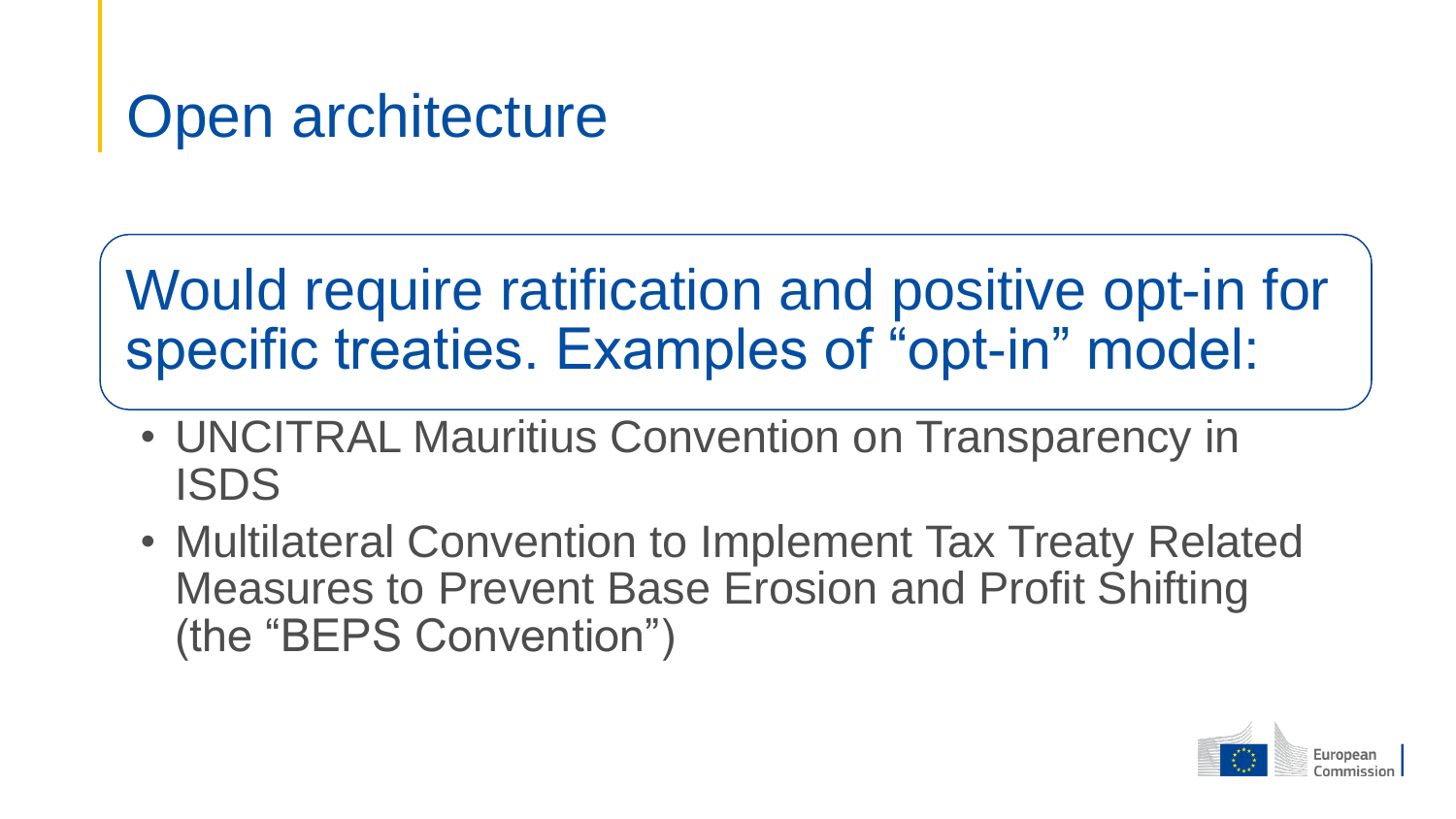# Open architecture

Would require ratification and positive opt-in for specific treaties. Examples of "opt-in" model:

- UNCITRAL Mauritius Convention on Transparency in ISDS
- Multilateral Convention to Implement Tax Treaty Related Measures to Prevent Base Erosion and Profit Shifting (the "BEPS Convention")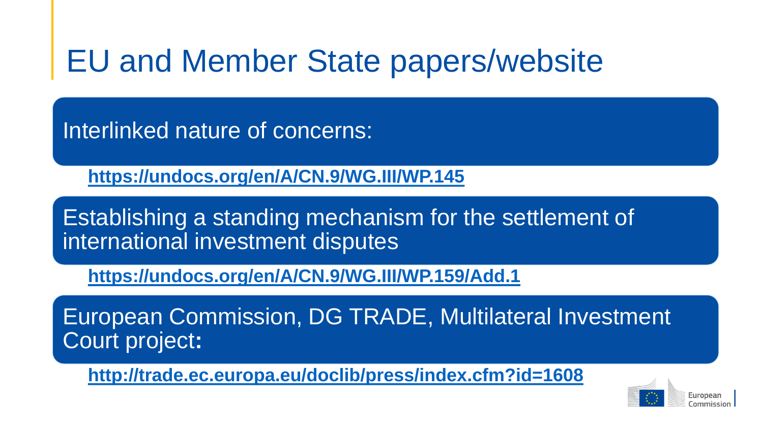# EU and Member State papers/website

Interlinked nature of concerns:

**https://undocs.org/en/A/CN.9/WG.III/WP.145**

Establishing a standing mechanism for the settlement of international investment disputes

**https://undocs.org/en/A/CN.9/WG.III/WP.159/Add.1**

European Commission, DG TRADE, Multilateral Investment Court project**:**

**http://trade.ec.europa.eu/doclib/press/index.cfm?id=1608**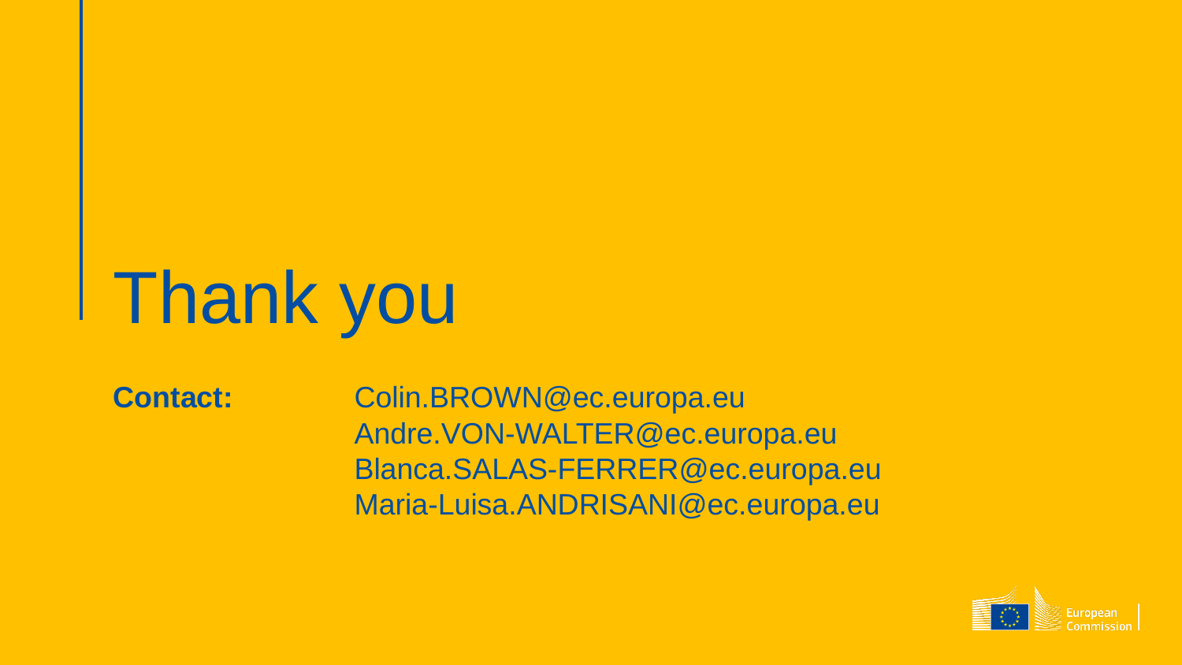# Thank you

**Contact:**

Colin.BROWN@ec.europa.eu
Andre.VON-WALTER@ec.europa.eu
Blanca.SALAS-FERRER@ec.europa.eu
Maria-Luisa.ANDRISANI@ec.europa.eu